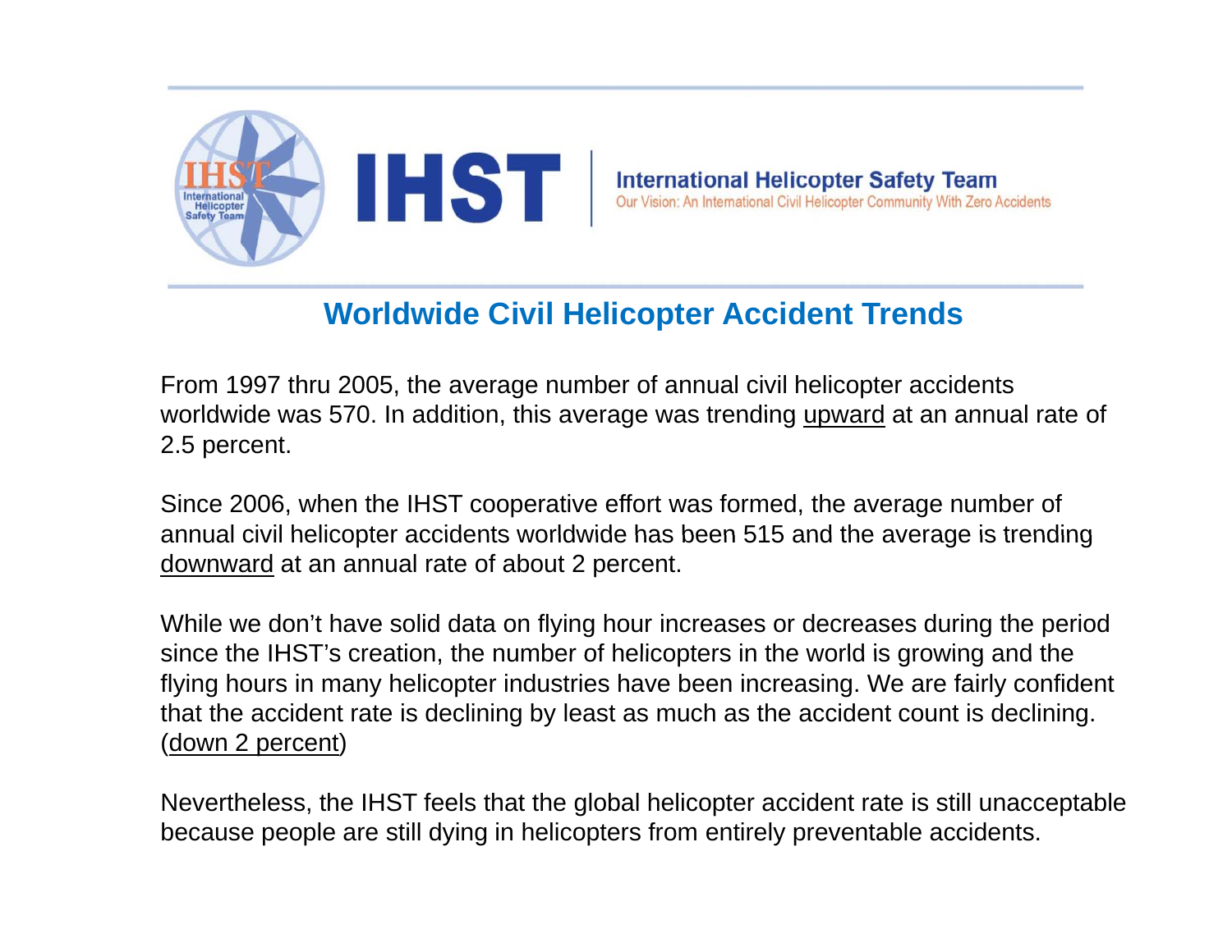**IHST** | **International Helicopter Safety Team**

Our Vision: An International Civil Helicopter Community With Zero Accidents

## Worldwide Civil Helicopter Accident Trends

From 1997 thru 2005, the average number of annual civil helicopter accidents worldwide was 570. In addition, this average was trending upward at an annual rate of 2.5 percent.

Since 2006, when the IHST cooperative effort was formed, the average number of annual civil helicopter accidents worldwide has been 515 and the average is trending downward at an annual rate of about 2 percent.

While we don't have solid data on flying hour increases or decreases during the period since the IHST's creation, the number of helicopters in the world is growing and the flying hours in many helicopter industries have been increasing. We are fairly confident that the accident rate is declining by least as much as the accident count is declining. (down 2 percent)

Nevertheless, the IHST feels that the global helicopter accident rate is still unacceptable because people are still dying in helicopters from entirely preventable accidents.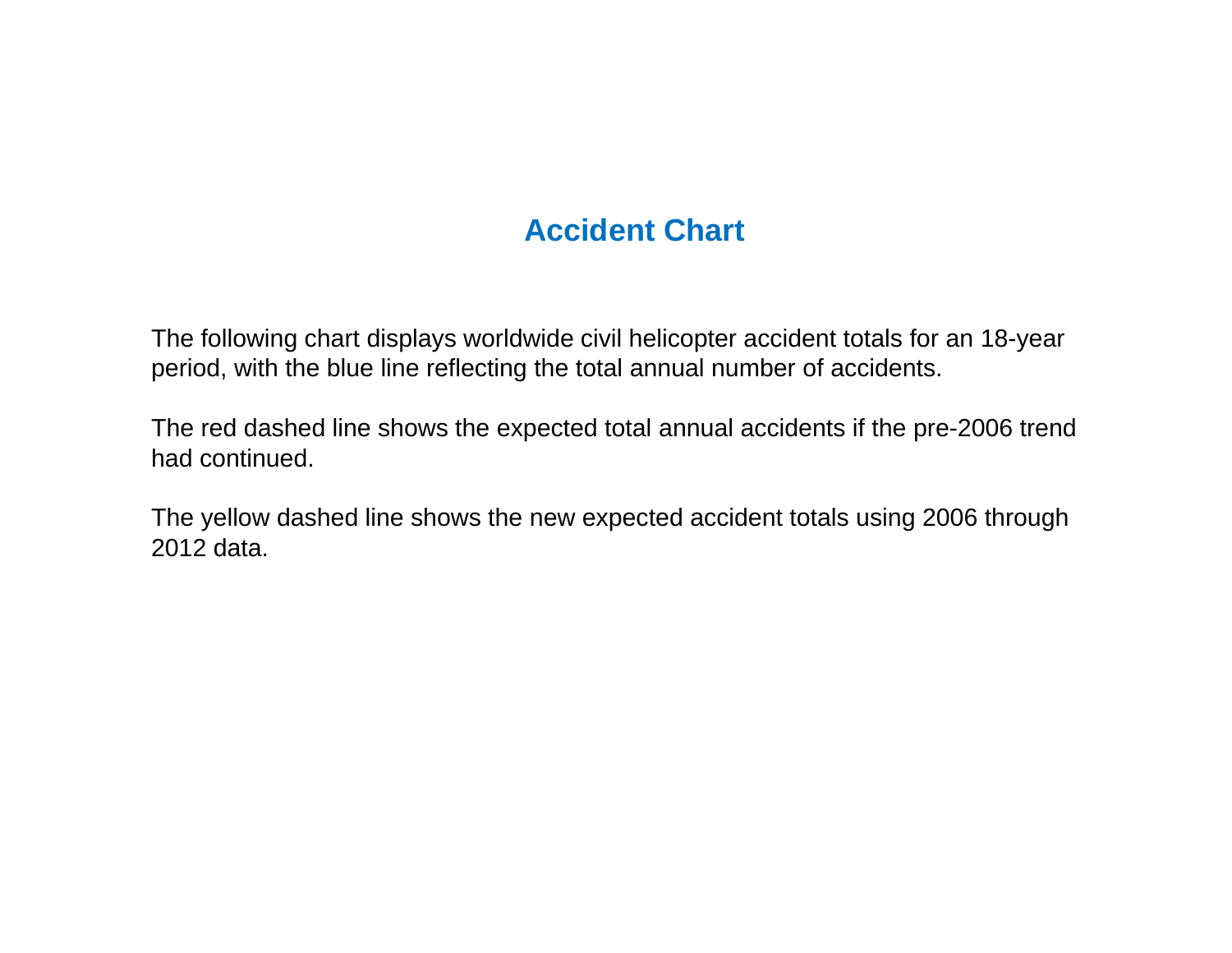# Accident Chart

The following chart displays worldwide civil helicopter accident totals for an 18-year period, with the blue line reflecting the total annual number of accidents.

The red dashed line shows the expected total annual accidents if the pre-2006 trend had continued.

The yellow dashed line shows the new expected accident totals using 2006 through 2012 data.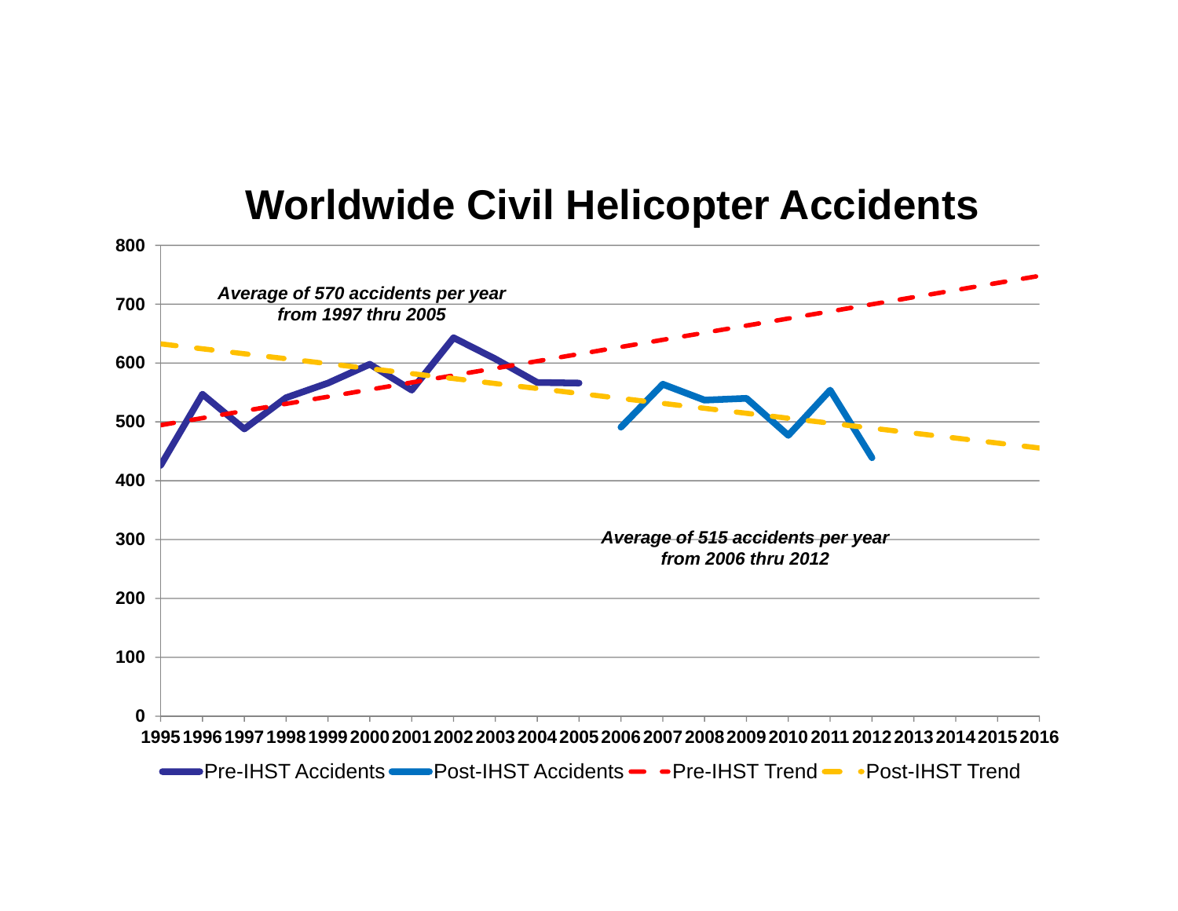# Worldwide Civil Helicopter Accidents

*Average of 570 accidents per year from 1997 thru 2005*

*Average of 515 accidents per year from 2006 thru 2012*

Y-axis: 0, 100, 200, 300, 400, 500, 600, 700, 800

X-axis: 1995, 1996, 1997, 1998, 1999, 2000, 2001, 2002, 2003, 2004, 2005, 2006, 2007, 2008, 2009, 2010, 2011, 2012, 2013, 2014, 2015, 2016

Legend: Pre-IHST Accidents, Post-IHST Accidents, Pre-IHST Trend, Post-IHST Trend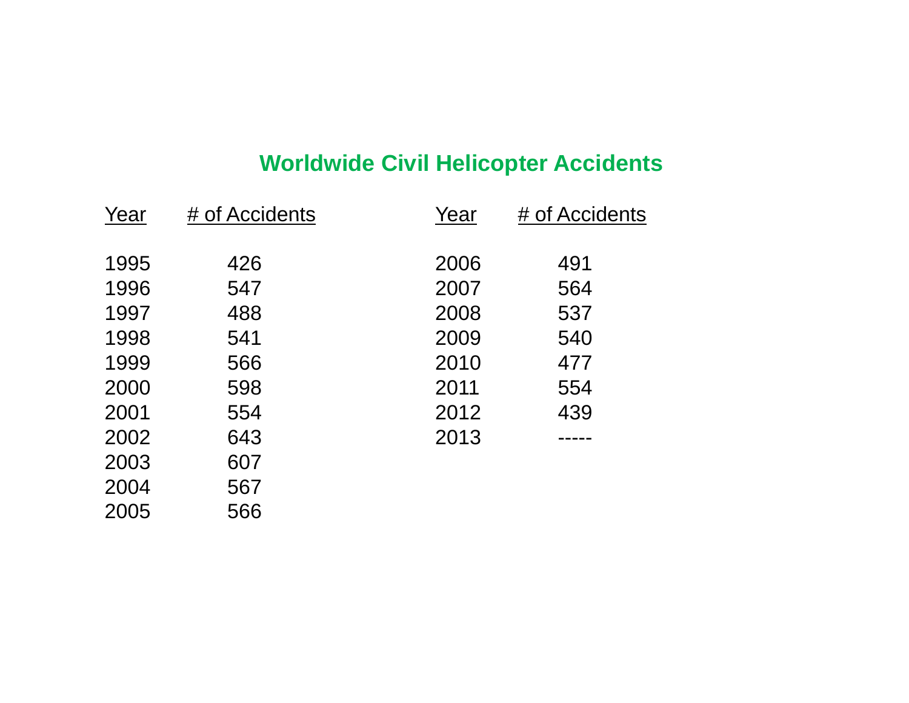## Worldwide Civil Helicopter Accidents

| Year | # of Accidents | Year | # of Accidents |
|---|---|---|---|
| 1995 | 426 | 2006 | 491 |
| 1996 | 547 | 2007 | 564 |
| 1997 | 488 | 2008 | 537 |
| 1998 | 541 | 2009 | 540 |
| 1999 | 566 | 2010 | 477 |
| 2000 | 598 | 2011 | 554 |
| 2001 | 554 | 2012 | 439 |
| 2002 | 643 | 2013 | ----- |
| 2003 | 607 | | |
| 2004 | 567 | | |
| 2005 | 566 | | |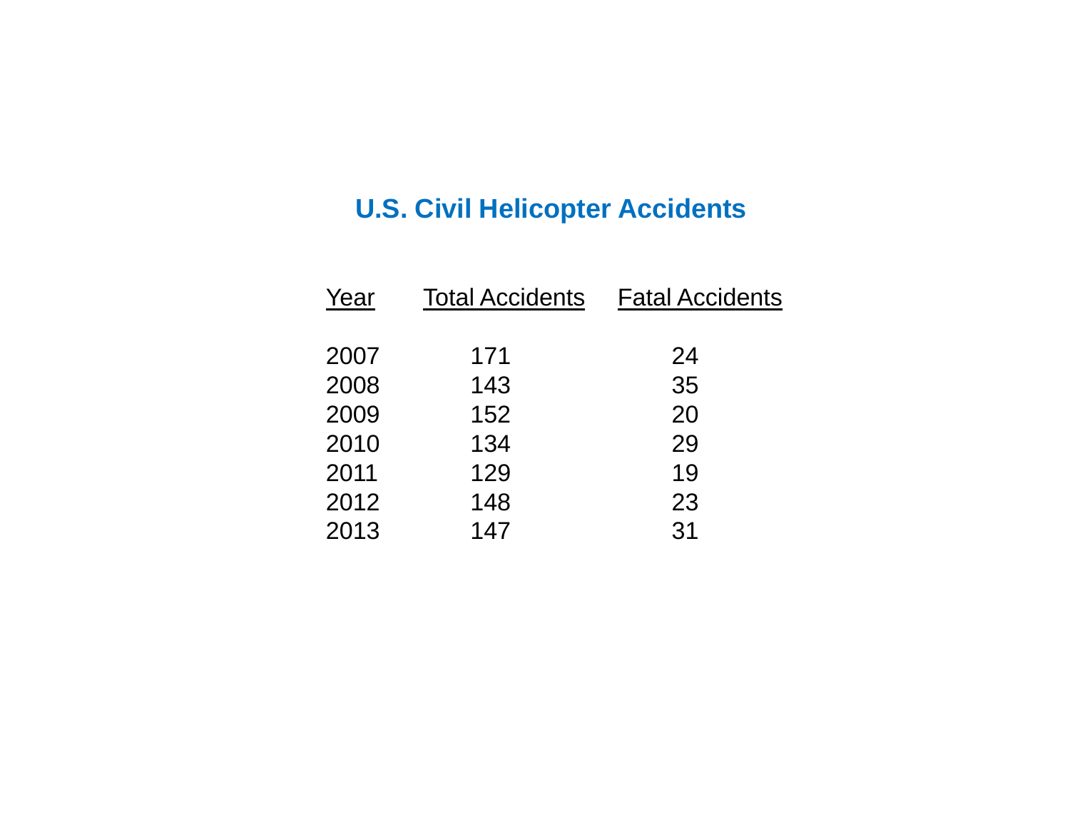## U.S. Civil Helicopter Accidents

| Year | Total Accidents | Fatal Accidents |
|---|---|---|
| 2007 | 171 | 24 |
| 2008 | 143 | 35 |
| 2009 | 152 | 20 |
| 2010 | 134 | 29 |
| 2011 | 129 | 19 |
| 2012 | 148 | 23 |
| 2013 | 147 | 31 |